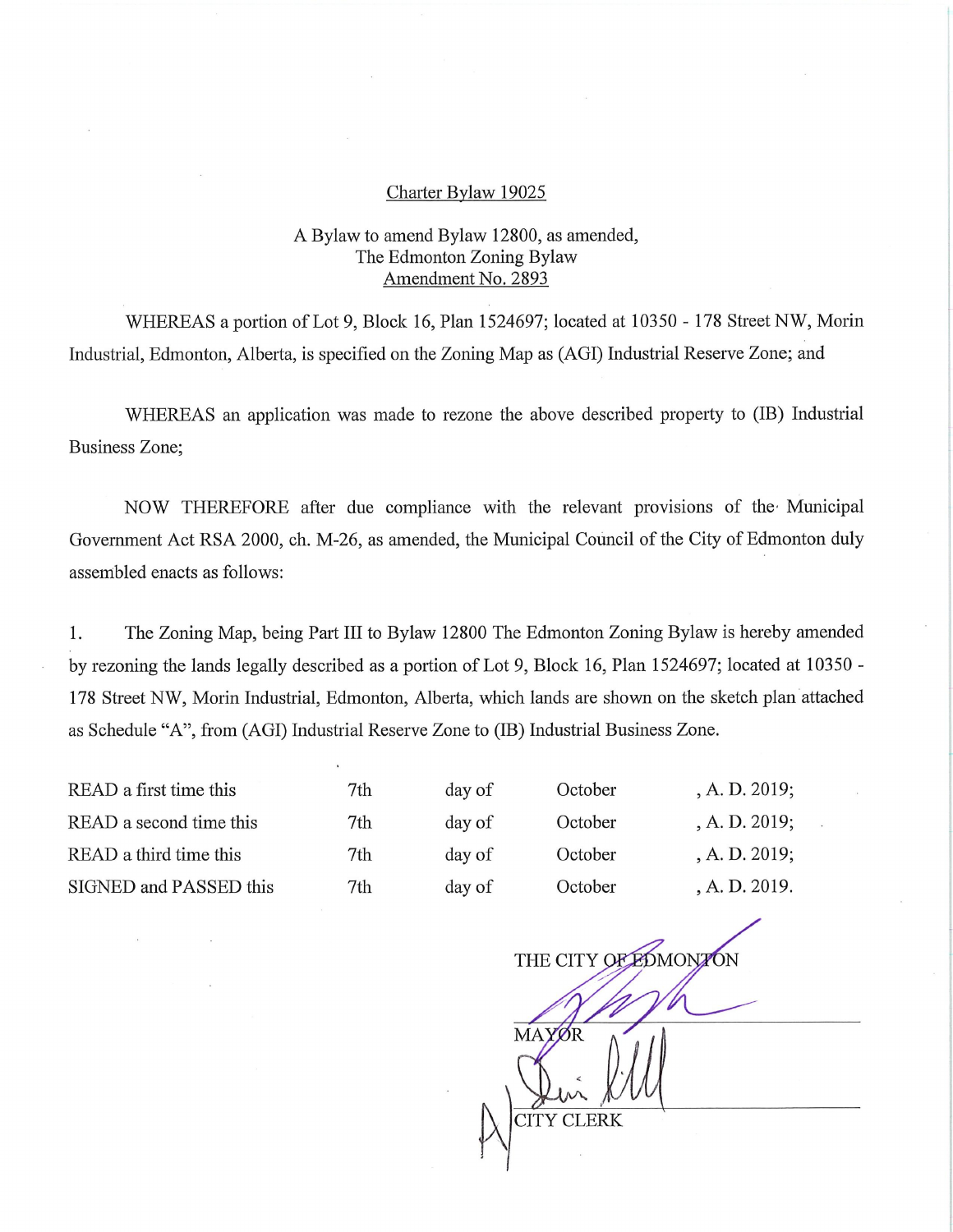Charter Bylaw 19025

A Bylaw to amend Bylaw 12800, as amended,
The Edmonton Zoning Bylaw
Amendment No. 2893

WHEREAS a portion of Lot 9, Block 16, Plan 1524697; located at 10350 - 178 Street NW, Morin Industrial, Edmonton, Alberta, is specified on the Zoning Map as (AGI) Industrial Reserve Zone; and

WHEREAS an application was made to rezone the above described property to (IB) Industrial Business Zone;

NOW THEREFORE after due compliance with the relevant provisions of the Municipal Government Act RSA 2000, ch. M-26, as amended, the Municipal Council of the City of Edmonton duly assembled enacts as follows:

1. The Zoning Map, being Part III to Bylaw 12800 The Edmonton Zoning Bylaw is hereby amended by rezoning the lands legally described as a portion of Lot 9, Block 16, Plan 1524697; located at 10350 - 178 Street NW, Morin Industrial, Edmonton, Alberta, which lands are shown on the sketch plan attached as Schedule "A", from (AGI) Industrial Reserve Zone to (IB) Industrial Business Zone.

| | | | | |
|---|---|---|---|---|
| READ a first time this | 7th | day of | October | , A. D. 2019; |
| READ a second time this | 7th | day of | October | , A. D. 2019; |
| READ a third time this | 7th | day of | October | , A. D. 2019; |
| SIGNED and PASSED this | 7th | day of | October | , A. D. 2019. |

THE CITY OF EDMONTON

MAYOR

CITY CLERK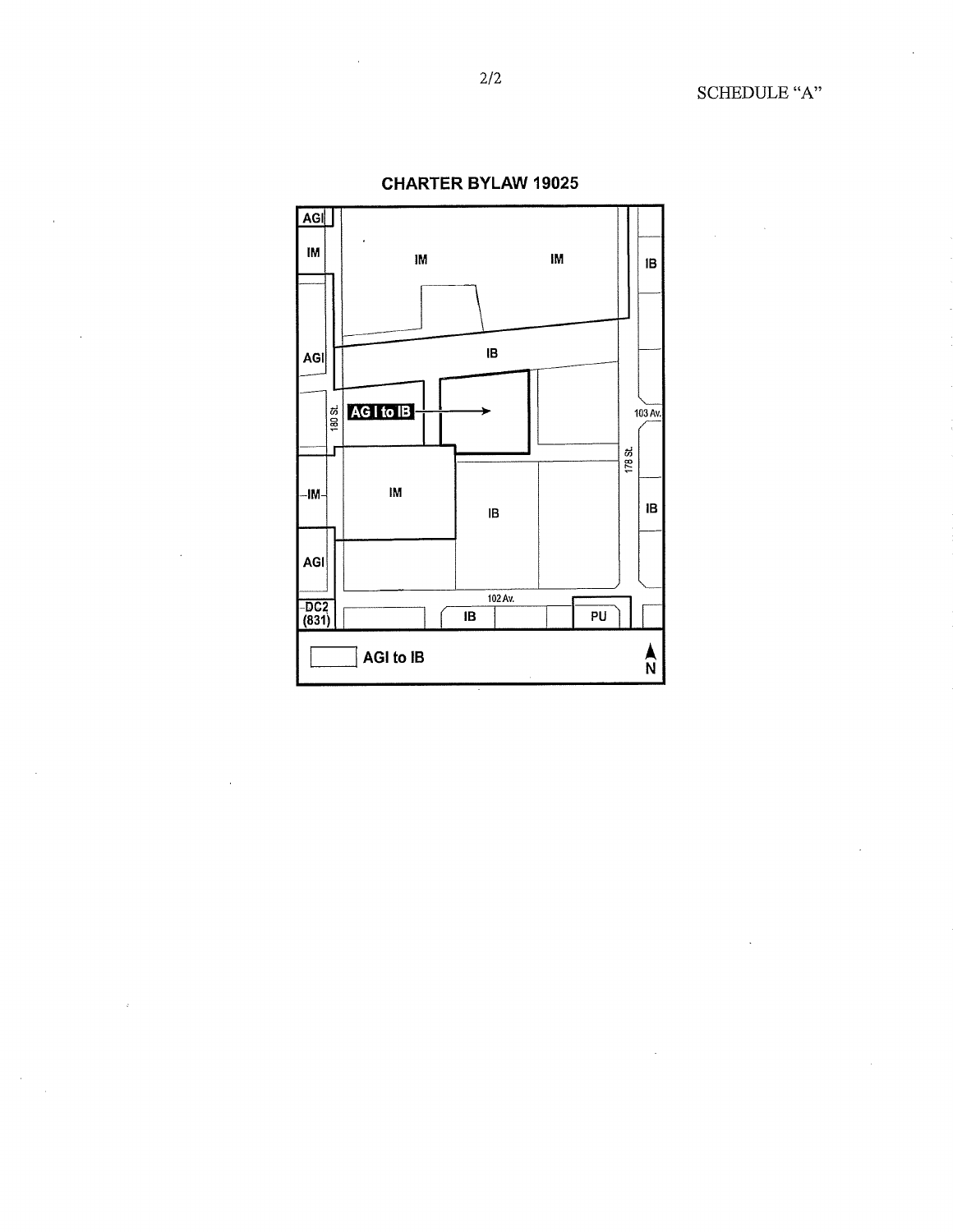SCHEDULE "A"

## CHARTER BYLAW 19025

AGI

IM

IM

IM

IB

AGI

IB

AG I to IB

180 St.

103 Av.

178 St.

IM

IM

IB

IB

AGI

102 Av.

DC2 (831)

IB

PU

AGI to IB

N